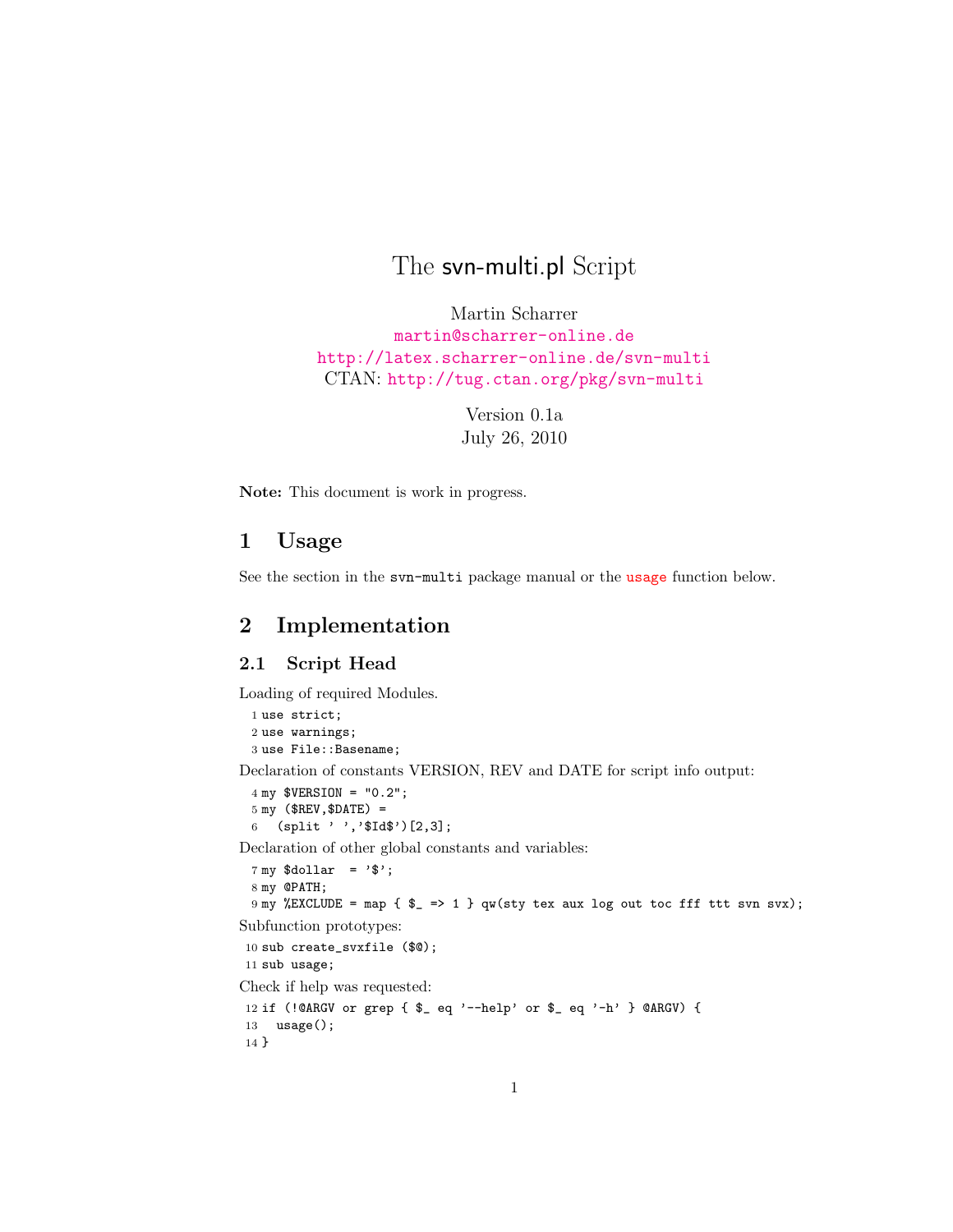# The svn-multi.pl Script

Martin Scharrer
martin@scharrer-online.de
http://latex.scharrer-online.de/svn-multi
CTAN: http://tug.ctan.org/pkg/svn-multi

Version 0.1a
July 26, 2010

**Note:** This document is work in progress.

## 1 Usage

See the section in the `svn-multi` package manual or the usage function below.

## 2 Implementation

### 2.1 Script Head

Loading of required Modules.

```
1 use strict;
2 use warnings;
3 use File::Basename;
```

Declaration of constants VERSION, REV and DATE for script info output:

```
4 my $VERSION = "0.2";
5 my ($REV,$DATE) =
6   (split ' ','$Id$')[2,3];
```

Declaration of other global constants and variables:

```
7 my $dollar  = '$';
8 my @PATH;
9 my %EXCLUDE = map { $_ => 1 } qw(sty tex aux log out toc fff ttt svn svx);
```

Subfunction prototypes:

```
10 sub create_svxfile ($@);
11 sub usage;
```

Check if help was requested:

```
12 if (!@ARGV or grep { $_ eq '--help' or $_ eq '-h' } @ARGV) {
13   usage();
14 }
```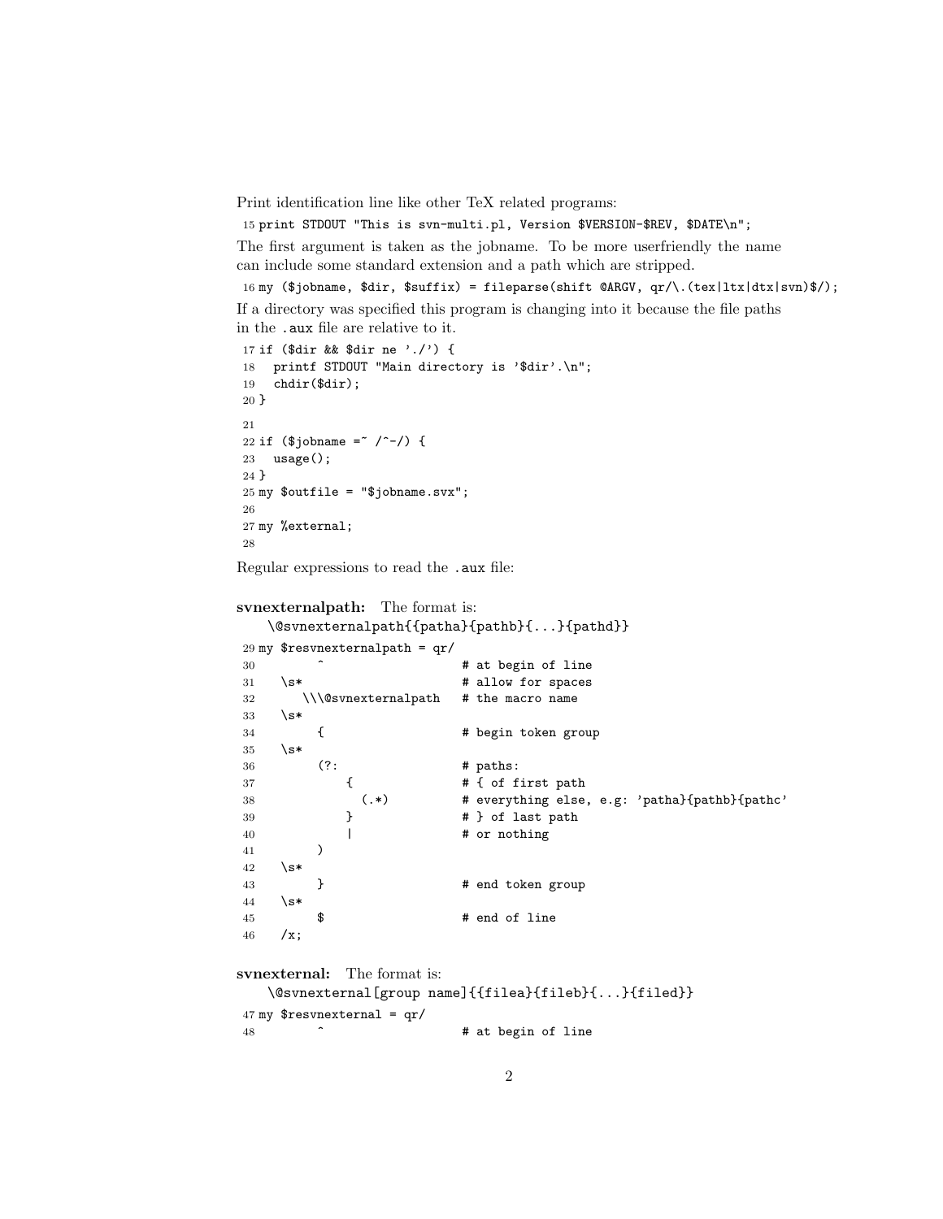Print identification line like other TeX related programs:

```
15 print STDOUT "This is svn-multi.pl, Version $VERSION-$REV, $DATE\n";
```

The first argument is taken as the jobname. To be more userfriendly the name can include some standard extension and a path which are stripped.

```
16 my ($jobname, $dir, $suffix) = fileparse(shift @ARGV, qr/\.(tex|ltx|dtx|svn)$/);
```

If a directory was specified this program is changing into it because the file paths in the .aux file are relative to it.

```
17 if ($dir && $dir ne './') {
18   printf STDOUT "Main directory is '$dir'.\n";
19   chdir($dir);
20 }
21
22 if ($jobname =~ /^-/) {
23   usage();
24 }
25 my $outfile = "$jobname.svx";
26
27 my %external;
28
```

Regular expressions to read the .aux file:

**svnexternalpath:** The format is:
`\@svnexternalpath{{patha}{pathb}{...}{pathd}}`

```
29 my $resvnexternalpath = qr/
30         ^                    # at begin of line
31    \s*                       # allow for spaces
32       \\\@svnexternalpath    # the macro name
33    \s*
34         {                    # begin token group
35    \s*
36         (?:                  # paths:
37             {                # { of first path
38               (.*)           # everything else, e.g: 'patha}{pathb}{pathc'
39             }                # } of last path
40             |                # or nothing
41         )
42    \s*
43         }                    # end token group
44    \s*
45         $                    # end of line
46    /x;
```

**svnexternal:** The format is:
`\@svnexternal[group name]{{filea}{fileb}{...}{filed}}`

```
47 my $resvnexternal = qr/
48         ^                    # at begin of line
```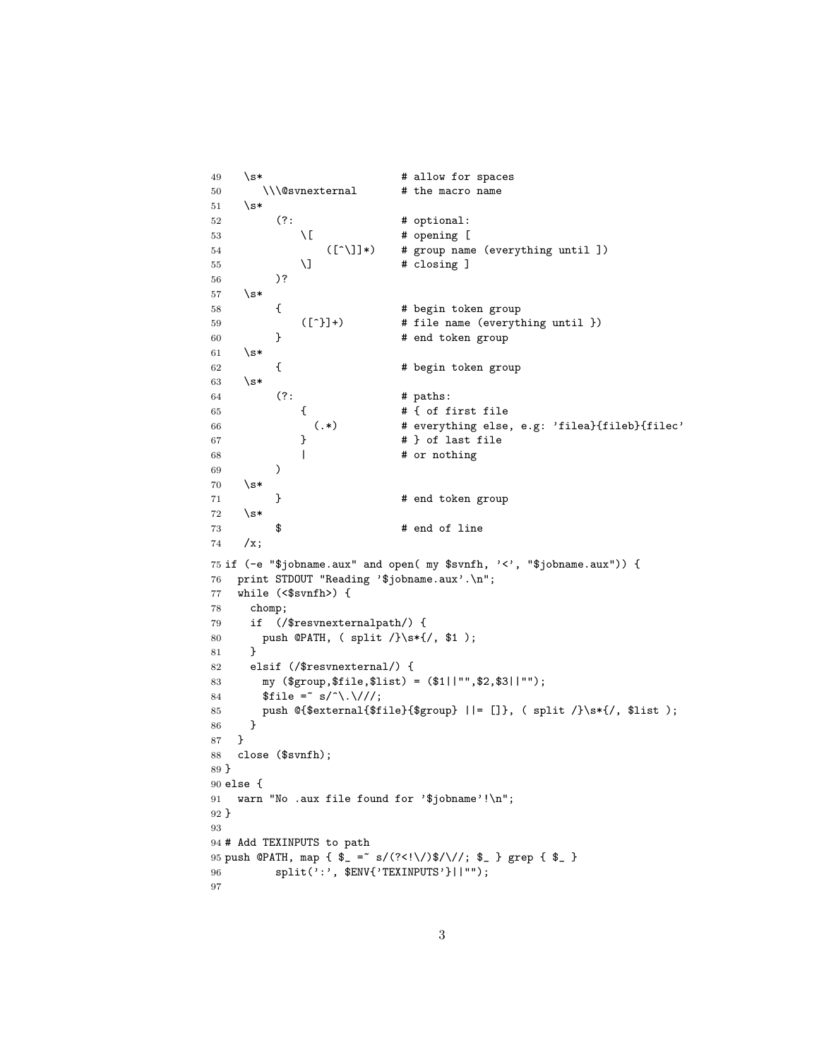```
49     \s*                      # allow for spaces
50       \\\@svnexternal        # the macro name
51     \s*
52         (?:                  # optional:
53             \[               # opening [
54                 ([^\]]*)     # group name (everything until ])
55             \]               # closing ]
56         )?
57     \s*
58         {                    # begin token group
59             ([^}]+)          # file name (everything until })
60         }                    # end token group
61     \s*
62         {                    # begin token group
63     \s*
64         (?:                  # paths:
65             {                # { of first file
66               (.*)           # everything else, e.g: 'filea}{fileb}{filec'
67             }                # } of last file
68             |                # or nothing
69         )
70     \s*
71         }                    # end token group
72     \s*
73         $                    # end of line
74     /x;
75 if (-e "$jobname.aux" and open( my $svnfh, '<', "$jobname.aux")) {
76   print STDOUT "Reading '$jobname.aux'.\n";
77   while (<$svnfh>) {
78     chomp;
79     if  (/$resvnexternalpath/) {
80       push @PATH, ( split /}\s*{/, $1 );
81     }
82     elsif (/$resvnexternal/) {
83       my ($group,$file,$list) = ($1||"",$2,$3||"");
84       $file =~ s/^\.\///;
85       push @{$external{$file}{$group} ||= []}, ( split /}\s*{/, $list );
86     }
87   }
88   close ($svnfh);
89 }
90 else {
91   warn "No .aux file found for '$jobname'!\n";
92 }
93
94 # Add TEXINPUTS to path
95 push @PATH, map { $_ =~ s/(?<!\/)$/\//; $_ } grep { $_ }
96         split(':', $ENV{'TEXINPUTS'}||"");
97
```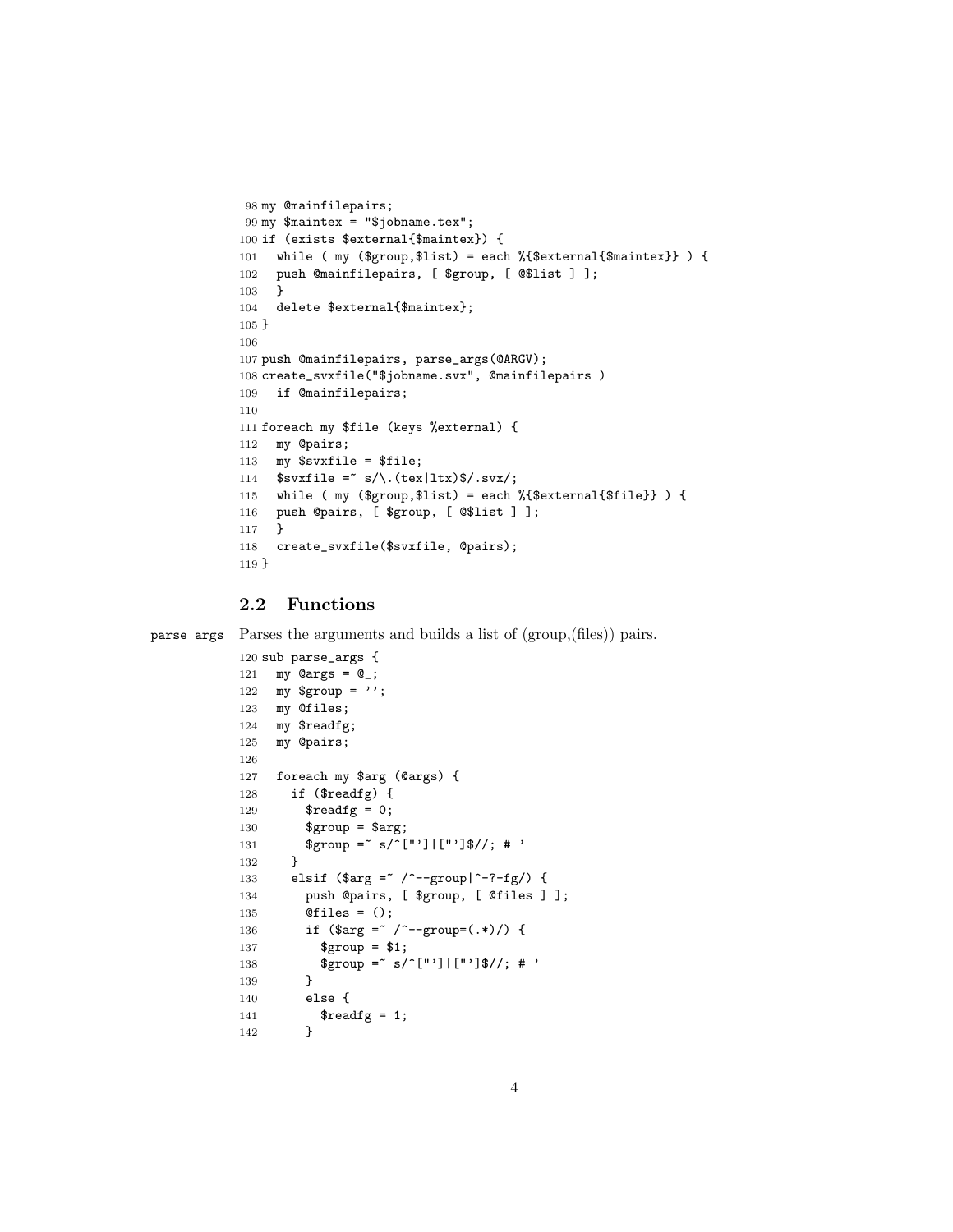```
98 my @mainfilepairs;
99 my $maintex = "$jobname.tex";
100 if (exists $external{$maintex}) {
101   while ( my ($group,$list) = each %{$external{$maintex}} ) {
102   push @mainfilepairs, [ $group, [ @$list ] ];
103   }
104   delete $external{$maintex};
105 }
106
107 push @mainfilepairs, parse_args(@ARGV);
108 create_svxfile("$jobname.svx", @mainfilepairs )
109   if @mainfilepairs;
110
111 foreach my $file (keys %external) {
112   my @pairs;
113   my $svxfile = $file;
114   $svxfile =~ s/\.(tex|ltx)$/.svx/;
115   while ( my ($group,$list) = each %{$external{$file}} ) {
116   push @pairs, [ $group, [ @$list ] ];
117   }
118   create_svxfile($svxfile, @pairs);
119 }
```

## 2.2 Functions

parse args — Parses the arguments and builds a list of (group,(files)) pairs.

```
120 sub parse_args {
121   my @args = @_;
122   my $group = '';
123   my @files;
124   my $readfg;
125   my @pairs;
126
127   foreach my $arg (@args) {
128     if ($readfg) {
129       $readfg = 0;
130       $group = $arg;
131       $group =~ s/^["']|["']$//; # '
132     }
133     elsif ($arg =~ /^--group|^-?-fg/) {
134       push @pairs, [ $group, [ @files ] ];
135       @files = ();
136       if ($arg =~ /^--group=(.*)/) {
137         $group = $1;
138         $group =~ s/^["']|["']$//; # '
139       }
140       else {
141         $readfg = 1;
142       }
```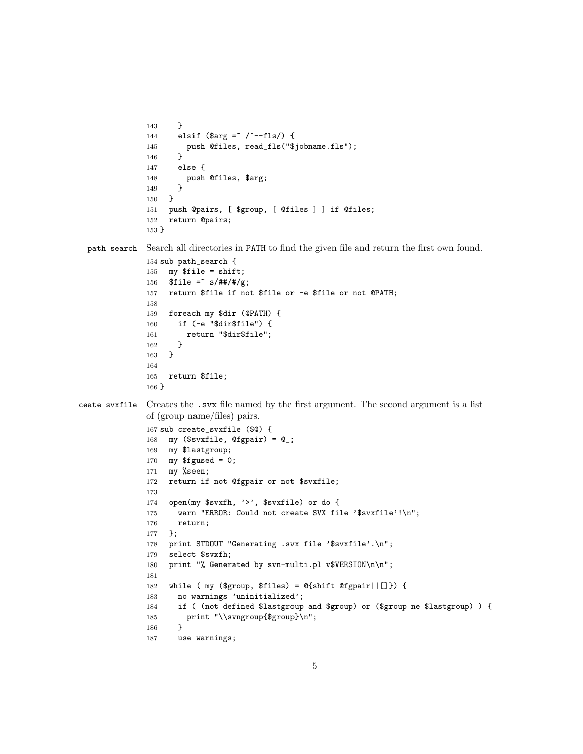```
143     }
144     elsif ($arg =~ /^--fls/) {
145       push @files, read_fls("$jobname.fls");
146     }
147     else {
148       push @files, $arg;
149     }
150   }
151   push @pairs, [ $group, [ @files ] ] if @files;
152   return @pairs;
153 }
```

path search Search all directories in PATH to find the given file and return the first own found.

```
154 sub path_search {
155   my $file = shift;
156   $file =~ s/##/#/g;
157   return $file if not $file or -e $file or not @PATH;
158
159   foreach my $dir (@PATH) {
160     if (-e "$dir$file") {
161       return "$dir$file";
162     }
163   }
164
165   return $file;
166 }
```

ceate svxfile Creates the .svx file named by the first argument. The second argument is a list of (group name/files) pairs.

```
167 sub create_svxfile ($@) {
168   my ($svxfile, @fgpair) = @_;
169   my $lastgroup;
170   my $fgused = 0;
171   my %seen;
172   return if not @fgpair or not $svxfile;
173
174   open(my $svxfh, '>', $svxfile) or do {
175     warn "ERROR: Could not create SVX file '$svxfile'!\n";
176     return;
177   };
178   print STDOUT "Generating .svx file '$svxfile'.\n";
179   select $svxfh;
180   print "% Generated by svn-multi.pl v$VERSION\n\n";
181
182   while ( my ($group, $files) = @{shift @fgpair||[]}) {
183     no warnings 'uninitialized';
184     if ( (not defined $lastgroup and $group) or ($group ne $lastgroup) ) {
185       print "\\svngroup{$group}\n";
186     }
187     use warnings;
```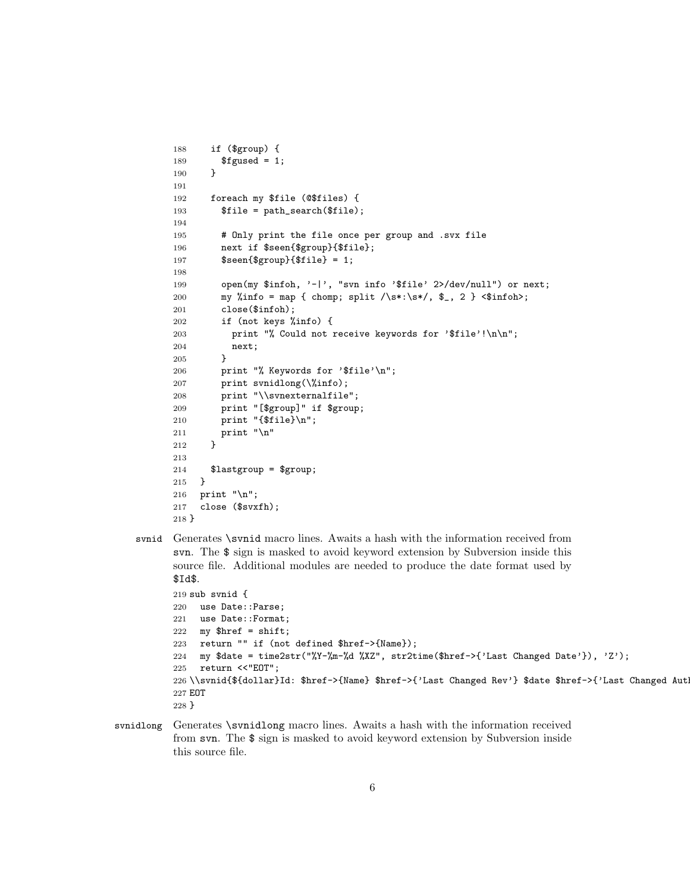```
188     if ($group) {
189       $fgused = 1;
190     }
191
192     foreach my $file (@$files) {
193       $file = path_search($file);
194
195       # Only print the file once per group and .svx file
196       next if $seen{$group}{$file};
197       $seen{$group}{$file} = 1;
198
199       open(my $infoh, '-|', "svn info '$file' 2>/dev/null") or next;
200       my %info = map { chomp; split /\s*:\s*/, $_, 2 } <$infoh>;
201       close($infoh);
202       if (not keys %info) {
203         print "% Could not receive keywords for '$file'!\n\n";
204         next;
205       }
206       print "% Keywords for '$file'\n";
207       print svnidlong(\%info);
208       print "\\svnexternalfile";
209       print "[$group]" if $group;
210       print "{$file}\n";
211       print "\n"
212     }
213
214     $lastgroup = $group;
215   }
216   print "\n";
217   close ($svxfh);
218 }
```

**svnid** Generates `\svnid` macro lines. Awaits a hash with the information received from `svn`. The `$` sign is masked to avoid keyword extension by Subversion inside this source file. Additional modules are needed to produce the date format used by `$Id$`.

```
219 sub svnid {
220   use Date::Parse;
221   use Date::Format;
222   my $href = shift;
223   return "" if (not defined $href->{Name});
224   my $date = time2str("%Y-%m-%d %XZ", str2time($href->{'Last Changed Date'}), 'Z');
225   return <<"EOT";
226 \\svnid{${dollar}Id: $href->{Name} $href->{'Last Changed Rev'} $date $href->{'Last Changed Autl
227 EOT
228 }
```

**svnidlong** Generates `\svnidlong` macro lines. Awaits a hash with the information received from `svn`. The `$` sign is masked to avoid keyword extension by Subversion inside this source file.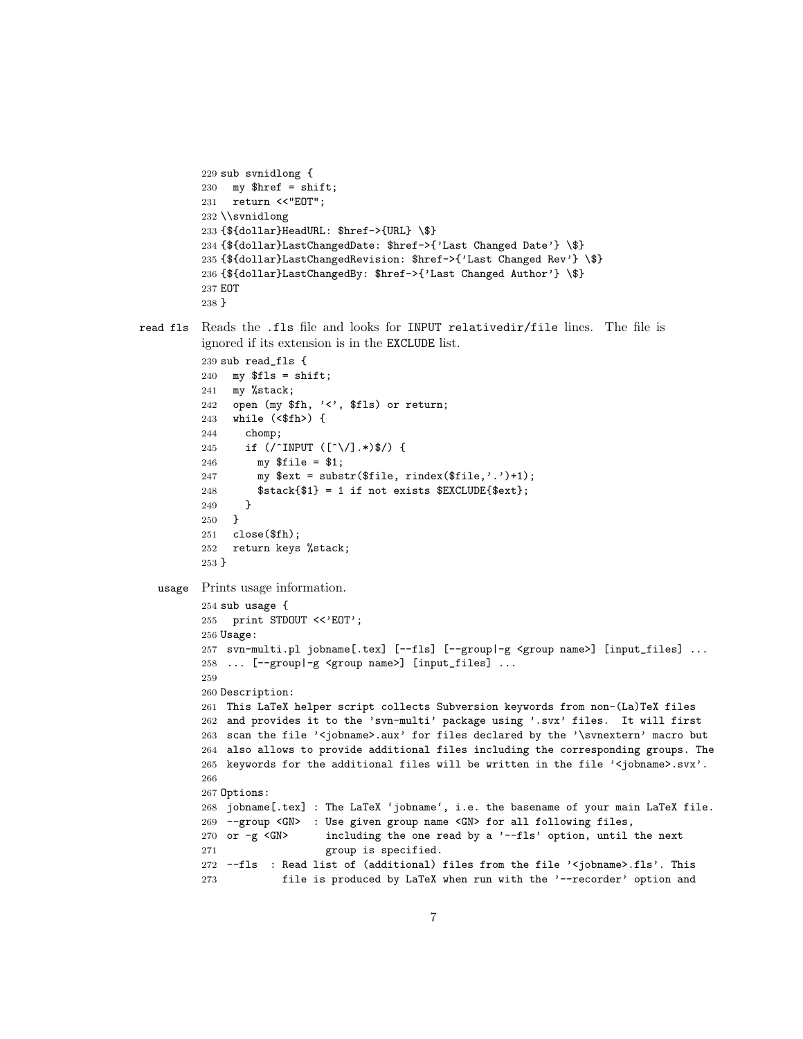```
229 sub svnidlong {
230   my $href = shift;
231   return <<"EOT";
232 \\svnidlong
233 {${dollar}HeadURL: $href->{URL} \$}
234 {${dollar}LastChangedDate: $href->{'Last Changed Date'} \$}
235 {${dollar}LastChangedRevision: $href->{'Last Changed Rev'} \$}
236 {${dollar}LastChangedBy: $href->{'Last Changed Author'} \$}
237 EOT
238 }
```

**read fls** Reads the .fls file and looks for `INPUT relativedir/file` lines. The file is ignored if its extension is in the `EXCLUDE` list.

```
239 sub read_fls {
240   my $fls = shift;
241   my %stack;
242   open (my $fh, '<', $fls) or return;
243   while (<$fh>) {
244     chomp;
245     if (/^INPUT ([^\/].*)$/) {
246       my $file = $1;
247       my $ext = substr($file, rindex($file,'.')+1);
248       $stack{$1} = 1 if not exists $EXCLUDE{$ext};
249     }
250   }
251   close($fh);
252   return keys %stack;
253 }
```

**usage** Prints usage information.

```
254 sub usage {
255   print STDOUT <<'EOT';
256 Usage:
257  svn-multi.pl jobname[.tex] [--fls] [--group|-g <group name>] [input_files] ...
258  ... [--group|-g <group name>] [input_files] ...
259
260 Description:
261  This LaTeX helper script collects Subversion keywords from non-(La)TeX files
262  and provides it to the 'svn-multi' package using '.svx' files.  It will first
263  scan the file '<jobname>.aux' for files declared by the '\svnextern' macro but
264  also allows to provide additional files including the corresponding groups. The
265  keywords for the additional files will be written in the file '<jobname>.svx'.
266
267 Options:
268  jobname[.tex] : The LaTeX `jobname`, i.e. the basename of your main LaTeX file.
269  --group <GN>  : Use given group name <GN> for all following files,
270  or -g <GN>      including the one read by a '--fls' option, until the next
271                  group is specified.
272  --fls  : Read list of (additional) files from the file '<jobname>.fls'. This
273           file is produced by LaTeX when run with the '--recorder' option and
```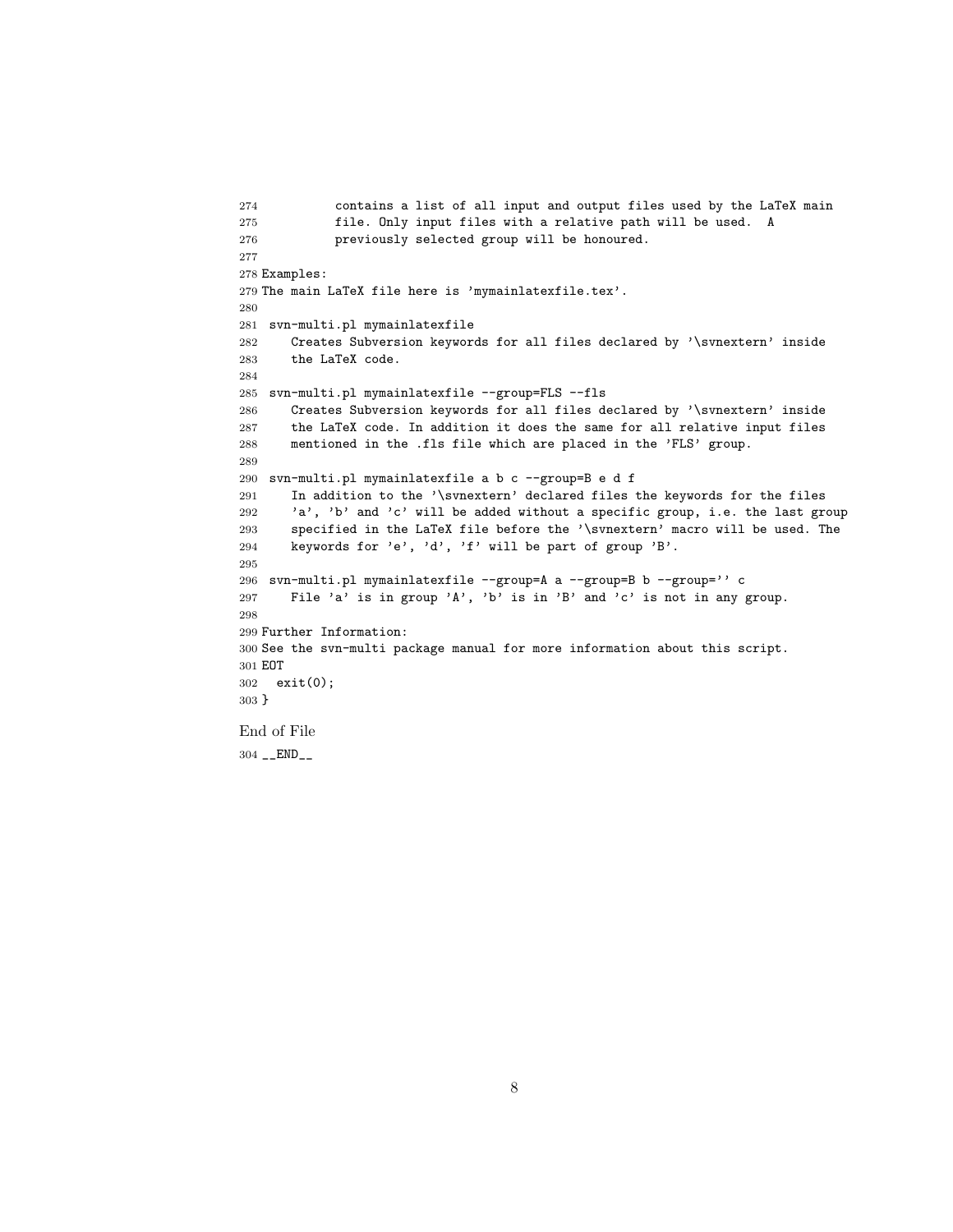```
274          contains a list of all input and output files used by the LaTeX main
275          file. Only input files with a relative path will be used.  A
276          previously selected group will be honoured.
277
278 Examples:
279 The main LaTeX file here is 'mymainlatexfile.tex'.
280
281  svn-multi.pl mymainlatexfile
282     Creates Subversion keywords for all files declared by '\svnextern' inside
283     the LaTeX code.
284
285  svn-multi.pl mymainlatexfile --group=FLS --fls
286     Creates Subversion keywords for all files declared by '\svnextern' inside
287     the LaTeX code. In addition it does the same for all relative input files
288     mentioned in the .fls file which are placed in the 'FLS' group.
289
290  svn-multi.pl mymainlatexfile a b c --group=B e d f
291     In addition to the '\svnextern' declared files the keywords for the files
292     'a', 'b' and 'c' will be added without a specific group, i.e. the last group
293     specified in the LaTeX file before the '\svnextern' macro will be used. The
294     keywords for 'e', 'd', 'f' will be part of group 'B'.
295
296  svn-multi.pl mymainlatexfile --group=A a --group=B b --group='' c
297     File 'a' is in group 'A', 'b' is in 'B' and 'c' is not in any group.
298
299 Further Information:
300 See the svn-multi package manual for more information about this script.
301 EOT
302   exit(0);
303 }
```

End of File

```
304 __END__
```